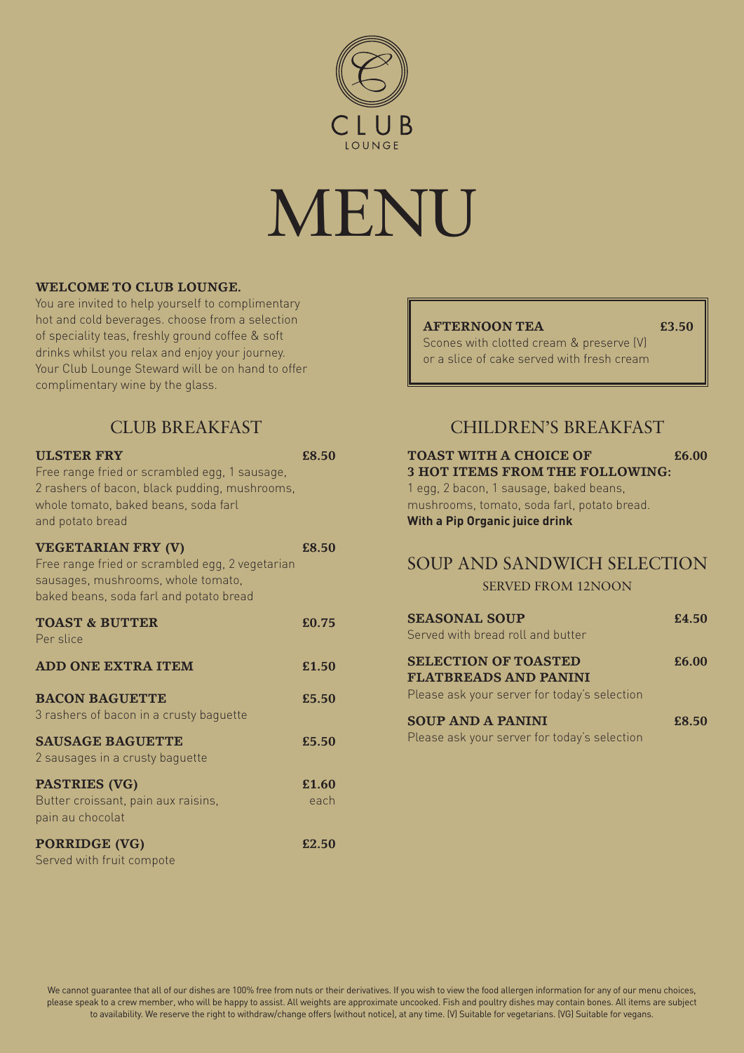CLUB
LOUNGE

# MENU

**WELCOME TO CLUB LOUNGE.**

You are invited to help yourself to complimentary hot and cold beverages. choose from a selection of speciality teas, freshly ground coffee & soft drinks whilst you relax and enjoy your journey. Your Club Lounge Steward will be on hand to offer complimentary wine by the glass.

## CLUB BREAKFAST

**ULSTER FRY** **£8.50**
Free range fried or scrambled egg, 1 sausage, 2 rashers of bacon, black pudding, mushrooms, whole tomato, baked beans, soda farl and potato bread

**VEGETARIAN FRY (V)** **£8.50**
Free range fried or scrambled egg, 2 vegetarian sausages, mushrooms, whole tomato, baked beans, soda farl and potato bread

**TOAST & BUTTER** **£0.75**
Per slice

**ADD ONE EXTRA ITEM** **£1.50**

**BACON BAGUETTE** **£5.50**
3 rashers of bacon in a crusty baguette

**SAUSAGE BAGUETTE** **£5.50**
2 sausages in a crusty baguette

**PASTRIES (VG)** **£1.60** each
Butter croissant, pain aux raisins, pain au chocolat

**PORRIDGE (VG)** **£2.50**
Served with fruit compote

**AFTERNOON TEA** **£3.50**
Scones with clotted cream & preserve (V) or a slice of cake served with fresh cream

## CHILDREN'S BREAKFAST

**TOAST WITH A CHOICE OF 3 HOT ITEMS FROM THE FOLLOWING:** **£6.00**
1 egg, 2 bacon, 1 sausage, baked beans, mushrooms, tomato, soda farl, potato bread.
**With a Pip Organic juice drink**

## SOUP AND SANDWICH SELECTION

SERVED FROM 12NOON

**SEASONAL SOUP** **£4.50**
Served with bread roll and butter

**SELECTION OF TOASTED FLATBREADS AND PANINI** **£6.00**
Please ask your server for today's selection

**SOUP AND A PANINI** **£8.50**
Please ask your server for today's selection

We cannot guarantee that all of our dishes are 100% free from nuts or their derivatives. If you wish to view the food allergen information for any of our menu choices, please speak to a crew member, who will be happy to assist. All weights are approximate uncooked. Fish and poultry dishes may contain bones. All items are subject to availability. We reserve the right to withdraw/change offers (without notice), at any time. (V) Suitable for vegetarians. (VG) Suitable for vegans.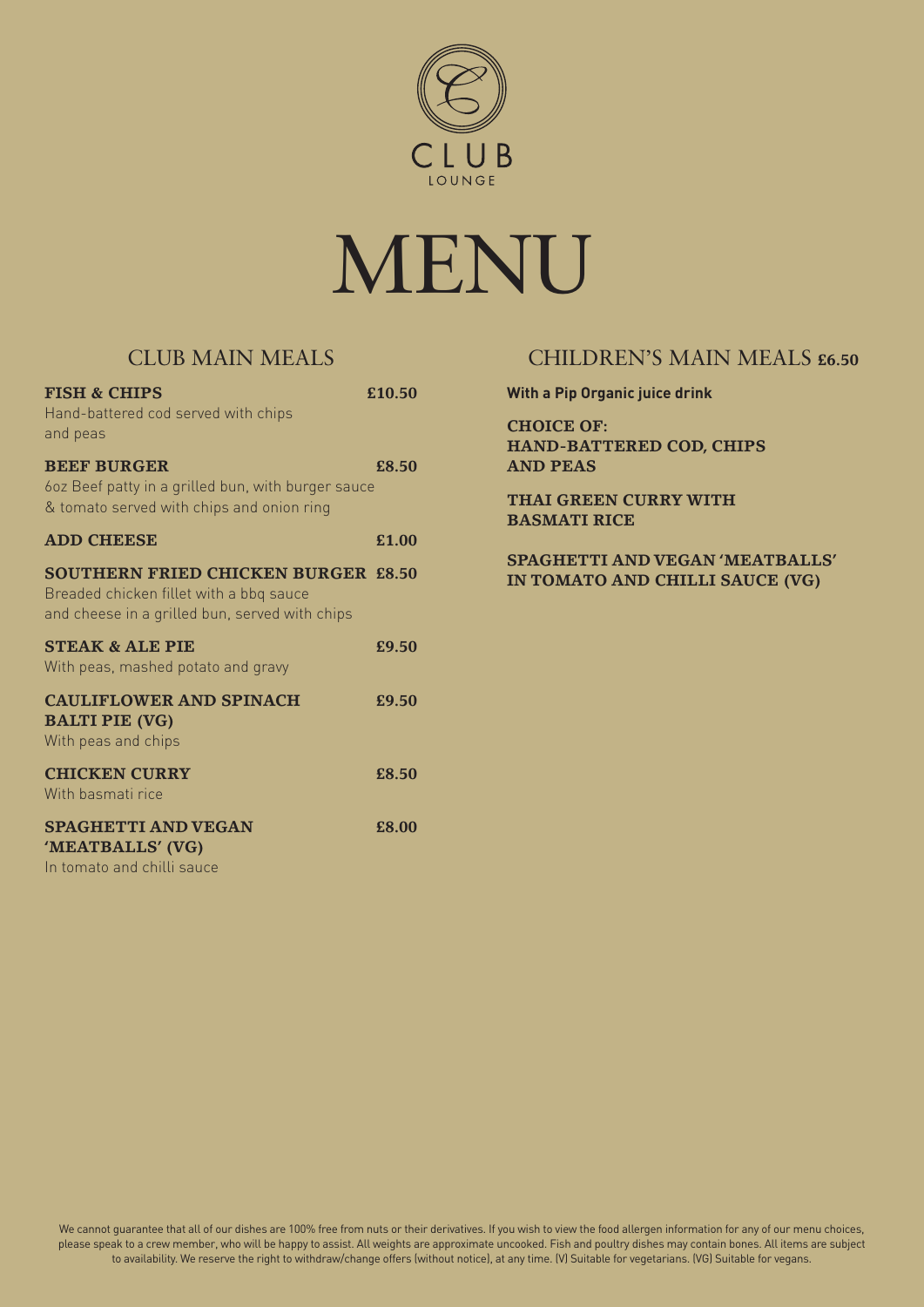CLUB
LOUNGE

# MENU

## CLUB MAIN MEALS

**FISH & CHIPS** — **£10.50**
Hand-battered cod served with chips and peas

**BEEF BURGER** — **£8.50**
6oz Beef patty in a grilled bun, with burger sauce & tomato served with chips and onion ring

**ADD CHEESE** — **£1.00**

**SOUTHERN FRIED CHICKEN BURGER** — **£8.50**
Breaded chicken fillet with a bbq sauce and cheese in a grilled bun, served with chips

**STEAK & ALE PIE** — **£9.50**
With peas, mashed potato and gravy

**CAULIFLOWER AND SPINACH BALTI PIE (VG)** — **£9.50**
With peas and chips

**CHICKEN CURRY** — **£8.50**
With basmati rice

**SPAGHETTI AND VEGAN 'MEATBALLS' (VG)** — **£8.00**
In tomato and chilli sauce

## CHILDREN'S MAIN MEALS £6.50

**With a Pip Organic juice drink**

**CHOICE OF:**
**HAND-BATTERED COD, CHIPS AND PEAS**

**THAI GREEN CURRY WITH BASMATI RICE**

**SPAGHETTI AND VEGAN 'MEATBALLS' IN TOMATO AND CHILLI SAUCE (VG)**

We cannot guarantee that all of our dishes are 100% free from nuts or their derivatives. If you wish to view the food allergen information for any of our menu choices, please speak to a crew member, who will be happy to assist. All weights are approximate uncooked. Fish and poultry dishes may contain bones. All items are subject to availability. We reserve the right to withdraw/change offers (without notice), at any time. (V) Suitable for vegetarians. (VG) Suitable for vegans.